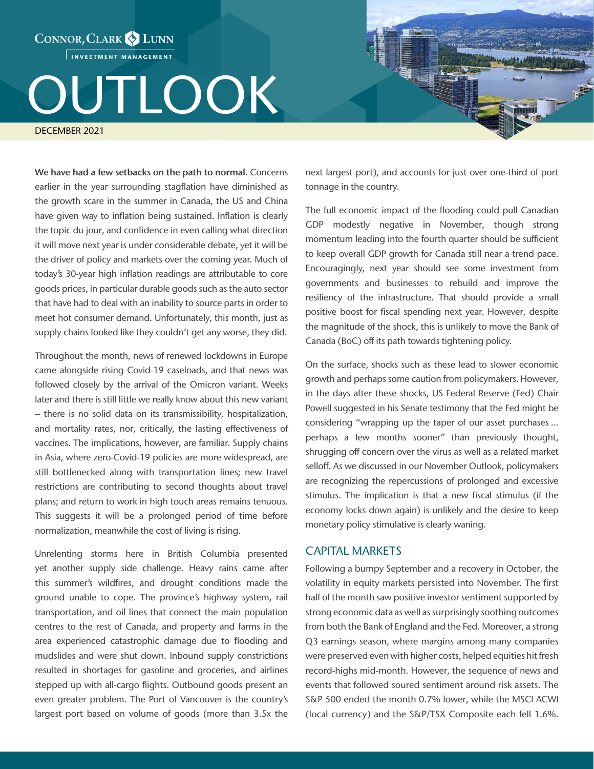Connor, Clark & Lunn Investment Management

# OUTLOOK

DECEMBER 2021

**We have had a few setbacks on the path to normal.** Concerns earlier in the year surrounding stagflation have diminished as the growth scare in the summer in Canada, the US and China have given way to inflation being sustained. Inflation is clearly the topic du jour, and confidence in even calling what direction it will move next year is under considerable debate, yet it will be the driver of policy and markets over the coming year. Much of today's 30-year high inflation readings are attributable to core goods prices, in particular durable goods such as the auto sector that have had to deal with an inability to source parts in order to meet hot consumer demand. Unfortunately, this month, just as supply chains looked like they couldn't get any worse, they did.

Throughout the month, news of renewed lockdowns in Europe came alongside rising Covid-19 caseloads, and that news was followed closely by the arrival of the Omicron variant. Weeks later and there is still little we really know about this new variant – there is no solid data on its transmissibility, hospitalization, and mortality rates, nor, critically, the lasting effectiveness of vaccines. The implications, however, are familiar. Supply chains in Asia, where zero-Covid-19 policies are more widespread, are still bottlenecked along with transportation lines; new travel restrictions are contributing to second thoughts about travel plans; and return to work in high touch areas remains tenuous. This suggests it will be a prolonged period of time before normalization, meanwhile the cost of living is rising.

Unrelenting storms here in British Columbia presented yet another supply side challenge. Heavy rains came after this summer's wildfires, and drought conditions made the ground unable to cope. The province's highway system, rail transportation, and oil lines that connect the main population centres to the rest of Canada, and property and farms in the area experienced catastrophic damage due to flooding and mudslides and were shut down. Inbound supply constrictions resulted in shortages for gasoline and groceries, and airlines stepped up with all-cargo flights. Outbound goods present an even greater problem. The Port of Vancouver is the country's largest port based on volume of goods (more than 3.5x the next largest port), and accounts for just over one-third of port tonnage in the country.

The full economic impact of the flooding could pull Canadian GDP modestly negative in November, though strong momentum leading into the fourth quarter should be sufficient to keep overall GDP growth for Canada still near a trend pace. Encouragingly, next year should see some investment from governments and businesses to rebuild and improve the resiliency of the infrastructure. That should provide a small positive boost for fiscal spending next year. However, despite the magnitude of the shock, this is unlikely to move the Bank of Canada (BoC) off its path towards tightening policy.

On the surface, shocks such as these lead to slower economic growth and perhaps some caution from policymakers. However, in the days after these shocks, US Federal Reserve (Fed) Chair Powell suggested in his Senate testimony that the Fed might be considering "wrapping up the taper of our asset purchases ... perhaps a few months sooner" than previously thought, shrugging off concern over the virus as well as a related market selloff. As we discussed in our November Outlook, policymakers are recognizing the repercussions of prolonged and excessive stimulus. The implication is that a new fiscal stimulus (if the economy locks down again) is unlikely and the desire to keep monetary policy stimulative is clearly waning.

## CAPITAL MARKETS

Following a bumpy September and a recovery in October, the volatility in equity markets persisted into November. The first half of the month saw positive investor sentiment supported by strong economic data as well as surprisingly soothing outcomes from both the Bank of England and the Fed. Moreover, a strong Q3 earnings season, where margins among many companies were preserved even with higher costs, helped equities hit fresh record-highs mid-month. However, the sequence of news and events that followed soured sentiment around risk assets. The S&P 500 ended the month 0.7% lower, while the MSCI ACWI (local currency) and the S&P/TSX Composite each fell 1.6%.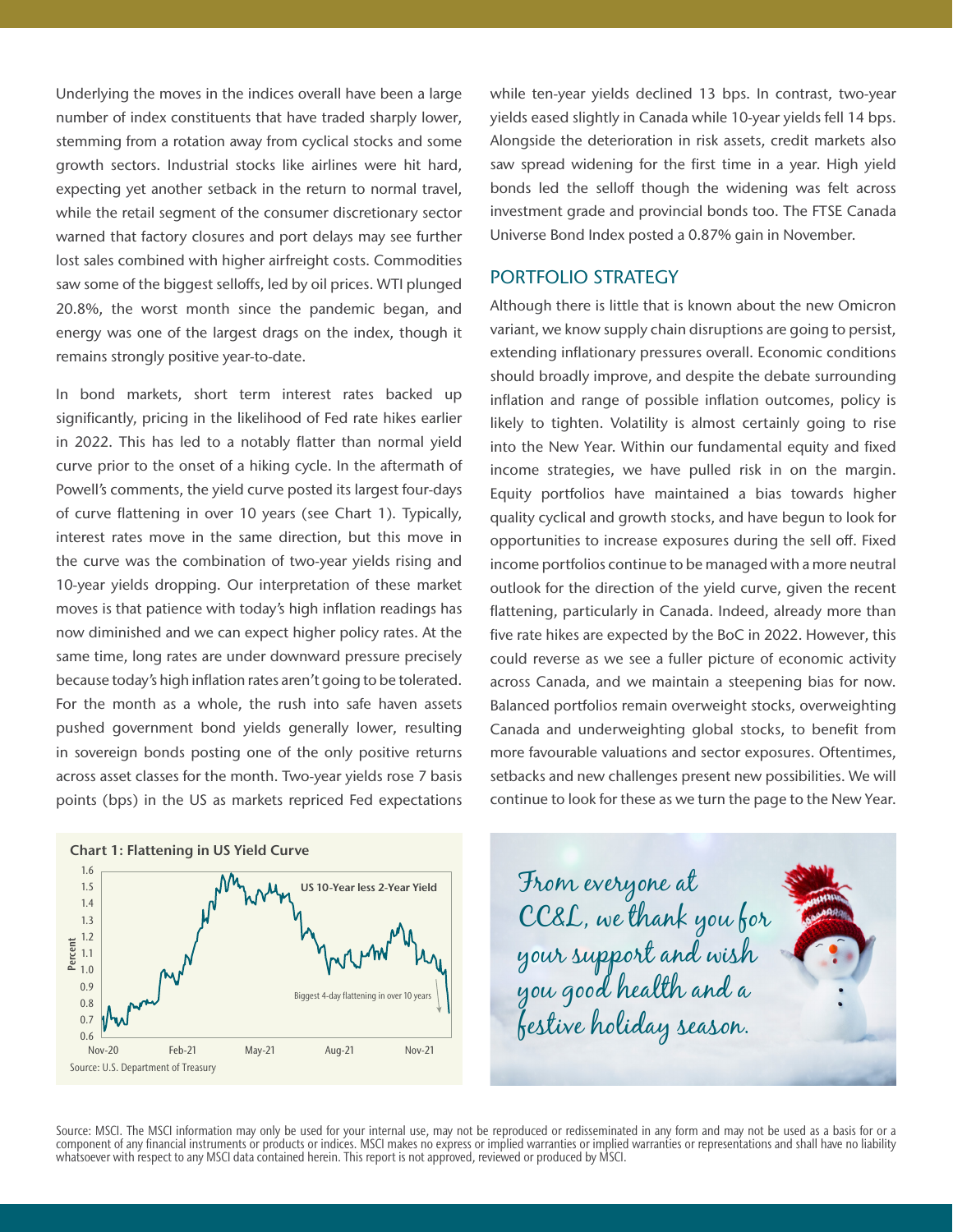Underlying the moves in the indices overall have been a large number of index constituents that have traded sharply lower, stemming from a rotation away from cyclical stocks and some growth sectors. Industrial stocks like airlines were hit hard, expecting yet another setback in the return to normal travel, while the retail segment of the consumer discretionary sector warned that factory closures and port delays may see further lost sales combined with higher airfreight costs. Commodities saw some of the biggest selloffs, led by oil prices. WTI plunged 20.8%, the worst month since the pandemic began, and energy was one of the largest drags on the index, though it remains strongly positive year-to-date.

In bond markets, short term interest rates backed up significantly, pricing in the likelihood of Fed rate hikes earlier in 2022. This has led to a notably flatter than normal yield curve prior to the onset of a hiking cycle. In the aftermath of Powell's comments, the yield curve posted its largest four-days of curve flattening in over 10 years (see Chart 1). Typically, interest rates move in the same direction, but this move in the curve was the combination of two-year yields rising and 10-year yields dropping. Our interpretation of these market moves is that patience with today's high inflation readings has now diminished and we can expect higher policy rates. At the same time, long rates are under downward pressure precisely because today's high inflation rates aren't going to be tolerated. For the month as a whole, the rush into safe haven assets pushed government bond yields generally lower, resulting in sovereign bonds posting one of the only positive returns across asset classes for the month. Two-year yields rose 7 basis points (bps) in the US as markets repriced Fed expectations while ten-year yields declined 13 bps. In contrast, two-year yields eased slightly in Canada while 10-year yields fell 14 bps. Alongside the deterioration in risk assets, credit markets also saw spread widening for the first time in a year. High yield bonds led the selloff though the widening was felt across investment grade and provincial bonds too. The FTSE Canada Universe Bond Index posted a 0.87% gain in November.

**Chart 1: Flattening in US Yield Curve**

US 10-Year less 2-Year Yield

Percent

1.6
1.5
1.4
1.3
1.2
1.1
1.0
0.9
0.8
0.7
0.6

Nov-20
Feb-21
May-21
Aug-21
Nov-21

Biggest 4-day flattening in over 10 years

Source: U.S. Department of Treasury

## PORTFOLIO STRATEGY

Although there is little that is known about the new Omicron variant, we know supply chain disruptions are going to persist, extending inflationary pressures overall. Economic conditions should broadly improve, and despite the debate surrounding inflation and range of possible inflation outcomes, policy is likely to tighten. Volatility is almost certainly going to rise into the New Year. Within our fundamental equity and fixed income strategies, we have pulled risk in on the margin. Equity portfolios have maintained a bias towards higher quality cyclical and growth stocks, and have begun to look for opportunities to increase exposures during the sell off. Fixed income portfolios continue to be managed with a more neutral outlook for the direction of the yield curve, given the recent flattening, particularly in Canada. Indeed, already more than five rate hikes are expected by the BoC in 2022. However, this could reverse as we see a fuller picture of economic activity across Canada, and we maintain a steepening bias for now. Balanced portfolios remain overweight stocks, overweighting Canada and underweighting global stocks, to benefit from more favourable valuations and sector exposures. Oftentimes, setbacks and new challenges present new possibilities. We will continue to look for these as we turn the page to the New Year.

*From everyone at CC&L, we thank you for your support and wish you good health and a festive holiday season.*

Source: MSCI. The MSCI information may only be used for your internal use, may not be reproduced or redisseminated in any form and may not be used as a basis for or a component of any financial instruments or products or indices. MSCI makes no express or implied warranties or implied warranties or representations and shall have no liability whatsoever with respect to any MSCI data contained herein. This report is not approved, reviewed or produced by MSCI.